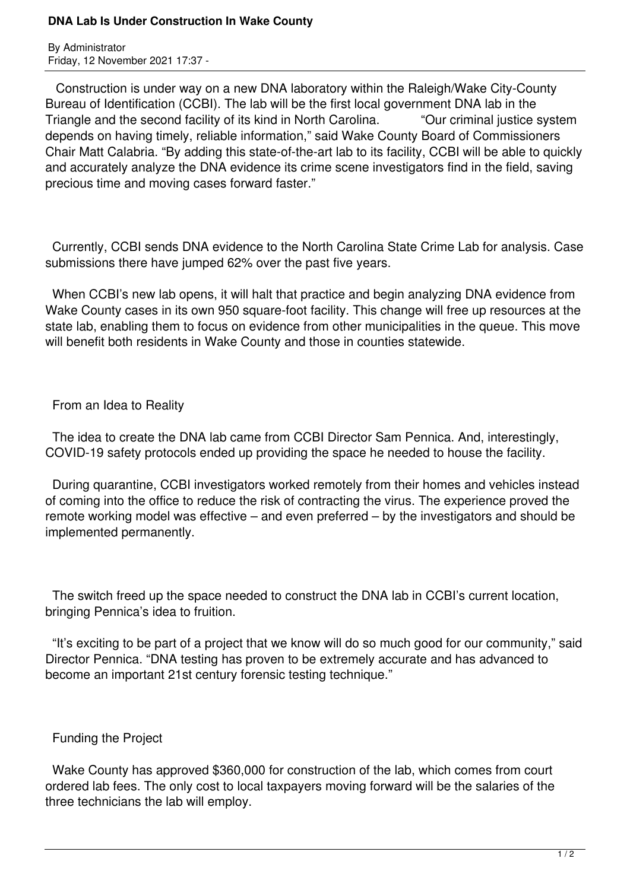# DNA Lab Is Under Construction In Wake County

By Administrator
Friday, 12 November 2021 17:37 -

Construction is under way on a new DNA laboratory within the Raleigh/Wake City-County Bureau of Identification (CCBI). The lab will be the first local government DNA lab in the Triangle and the second facility of its kind in North Carolina. "Our criminal justice system depends on having timely, reliable information," said Wake County Board of Commissioners Chair Matt Calabria. "By adding this state-of-the-art lab to its facility, CCBI will be able to quickly and accurately analyze the DNA evidence its crime scene investigators find in the field, saving precious time and moving cases forward faster."

Currently, CCBI sends DNA evidence to the North Carolina State Crime Lab for analysis. Case submissions there have jumped 62% over the past five years.

When CCBI's new lab opens, it will halt that practice and begin analyzing DNA evidence from Wake County cases in its own 950 square-foot facility. This change will free up resources at the state lab, enabling them to focus on evidence from other municipalities in the queue. This move will benefit both residents in Wake County and those in counties statewide.

## From an Idea to Reality

The idea to create the DNA lab came from CCBI Director Sam Pennica. And, interestingly, COVID-19 safety protocols ended up providing the space he needed to house the facility.

During quarantine, CCBI investigators worked remotely from their homes and vehicles instead of coming into the office to reduce the risk of contracting the virus. The experience proved the remote working model was effective – and even preferred – by the investigators and should be implemented permanently.

The switch freed up the space needed to construct the DNA lab in CCBI's current location, bringing Pennica's idea to fruition.

"It's exciting to be part of a project that we know will do so much good for our community," said Director Pennica. "DNA testing has proven to be extremely accurate and has advanced to become an important 21st century forensic testing technique."

## Funding the Project

Wake County has approved $360,000 for construction of the lab, which comes from court ordered lab fees. The only cost to local taxpayers moving forward will be the salaries of the three technicians the lab will employ.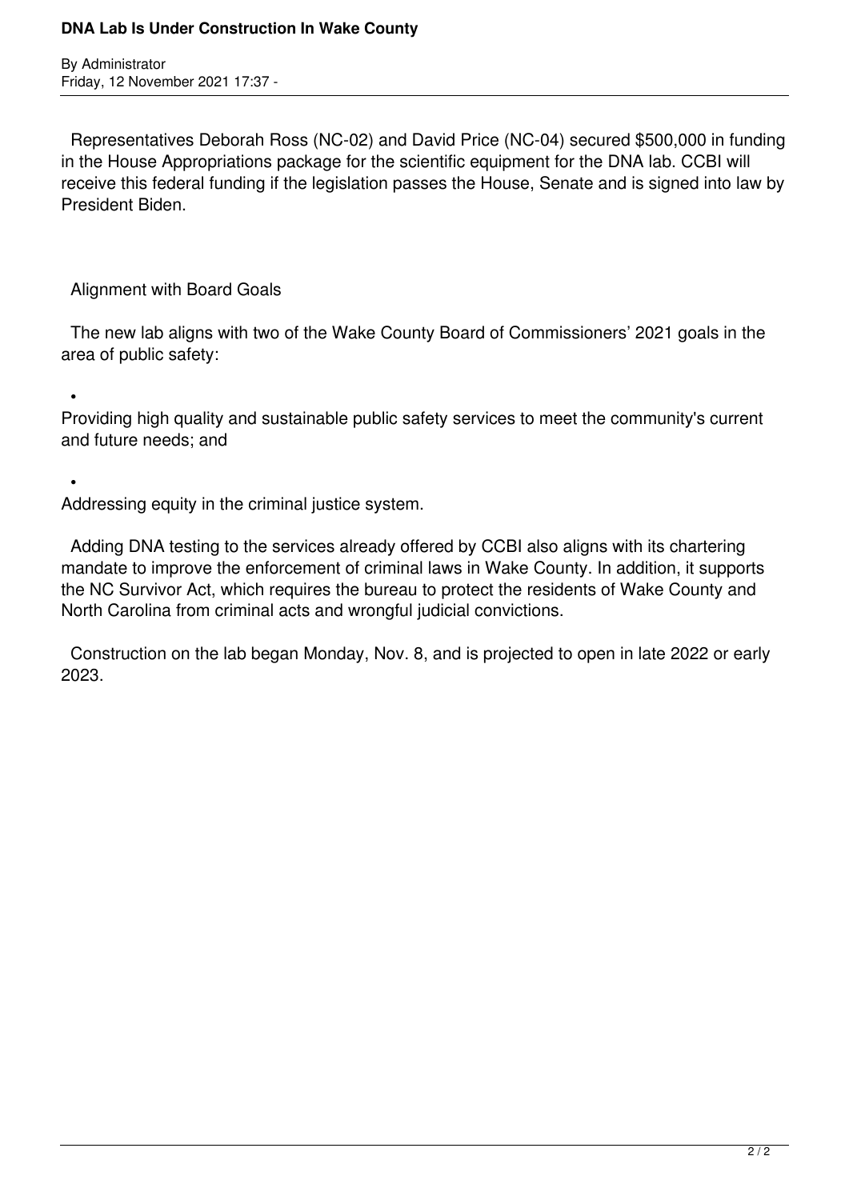Representatives Deborah Ross (NC-02) and David Price (NC-04) secured $500,000 in funding in the House Appropriations package for the scientific equipment for the DNA lab. CCBI will receive this federal funding if the legislation passes the House, Senate and is signed into law by President Biden.

## Alignment with Board Goals

The new lab aligns with two of the Wake County Board of Commissioners' 2021 goals in the area of public safety:

- Providing high quality and sustainable public safety services to meet the community's current and future needs; and
- Addressing equity in the criminal justice system.

Adding DNA testing to the services already offered by CCBI also aligns with its chartering mandate to improve the enforcement of criminal laws in Wake County. In addition, it supports the NC Survivor Act, which requires the bureau to protect the residents of Wake County and North Carolina from criminal acts and wrongful judicial convictions.

Construction on the lab began Monday, Nov. 8, and is projected to open in late 2022 or early 2023.